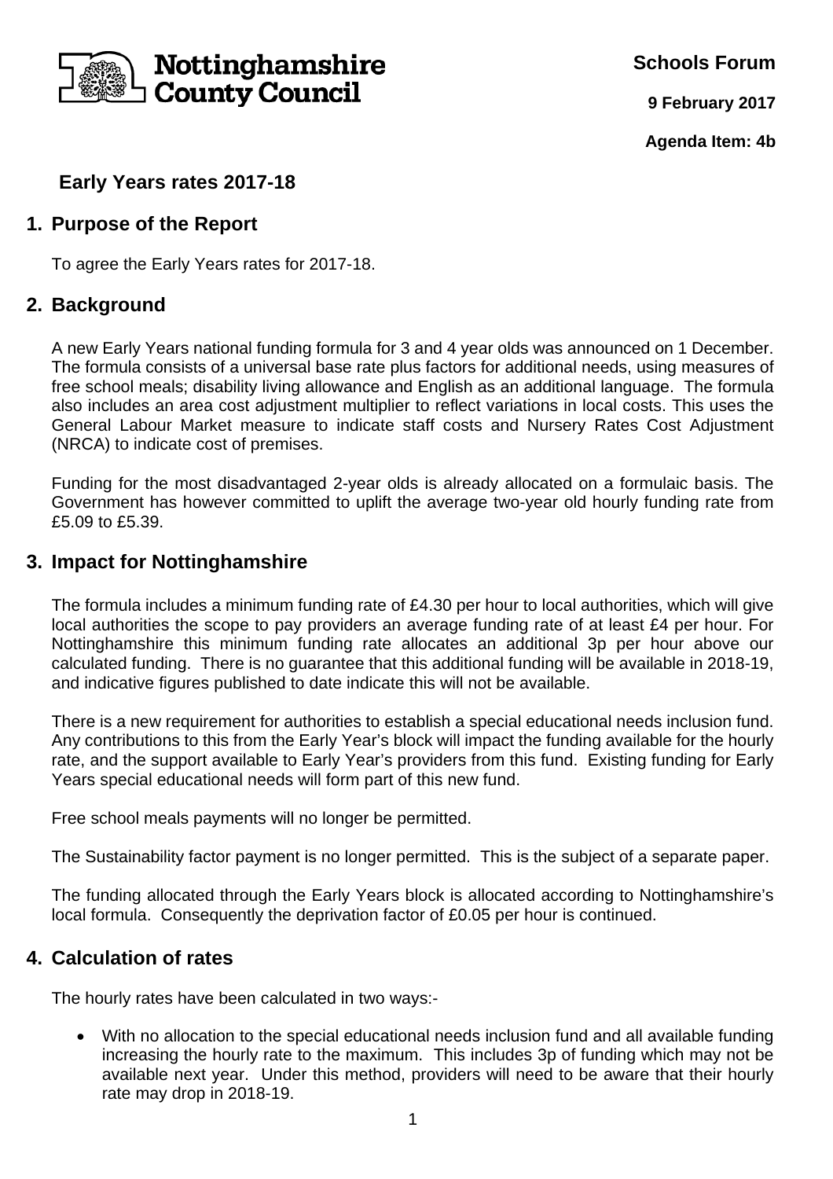Nottinghamshire County Council

**Schools Forum**

**9 February 2017**

**Agenda Item: 4b**

# Early Years rates 2017-18

## 1. Purpose of the Report

To agree the Early Years rates for 2017-18.

## 2. Background

A new Early Years national funding formula for 3 and 4 year olds was announced on 1 December. The formula consists of a universal base rate plus factors for additional needs, using measures of free school meals; disability living allowance and English as an additional language. The formula also includes an area cost adjustment multiplier to reflect variations in local costs. This uses the General Labour Market measure to indicate staff costs and Nursery Rates Cost Adjustment (NRCA) to indicate cost of premises.

Funding for the most disadvantaged 2-year olds is already allocated on a formulaic basis. The Government has however committed to uplift the average two-year old hourly funding rate from £5.09 to £5.39.

## 3. Impact for Nottinghamshire

The formula includes a minimum funding rate of £4.30 per hour to local authorities, which will give local authorities the scope to pay providers an average funding rate of at least £4 per hour. For Nottinghamshire this minimum funding rate allocates an additional 3p per hour above our calculated funding. There is no guarantee that this additional funding will be available in 2018-19, and indicative figures published to date indicate this will not be available.

There is a new requirement for authorities to establish a special educational needs inclusion fund. Any contributions to this from the Early Year's block will impact the funding available for the hourly rate, and the support available to Early Year's providers from this fund. Existing funding for Early Years special educational needs will form part of this new fund.

Free school meals payments will no longer be permitted.

The Sustainability factor payment is no longer permitted. This is the subject of a separate paper.

The funding allocated through the Early Years block is allocated according to Nottinghamshire's local formula. Consequently the deprivation factor of £0.05 per hour is continued.

## 4. Calculation of rates

The hourly rates have been calculated in two ways:-

- With no allocation to the special educational needs inclusion fund and all available funding increasing the hourly rate to the maximum. This includes 3p of funding which may not be available next year. Under this method, providers will need to be aware that their hourly rate may drop in 2018-19.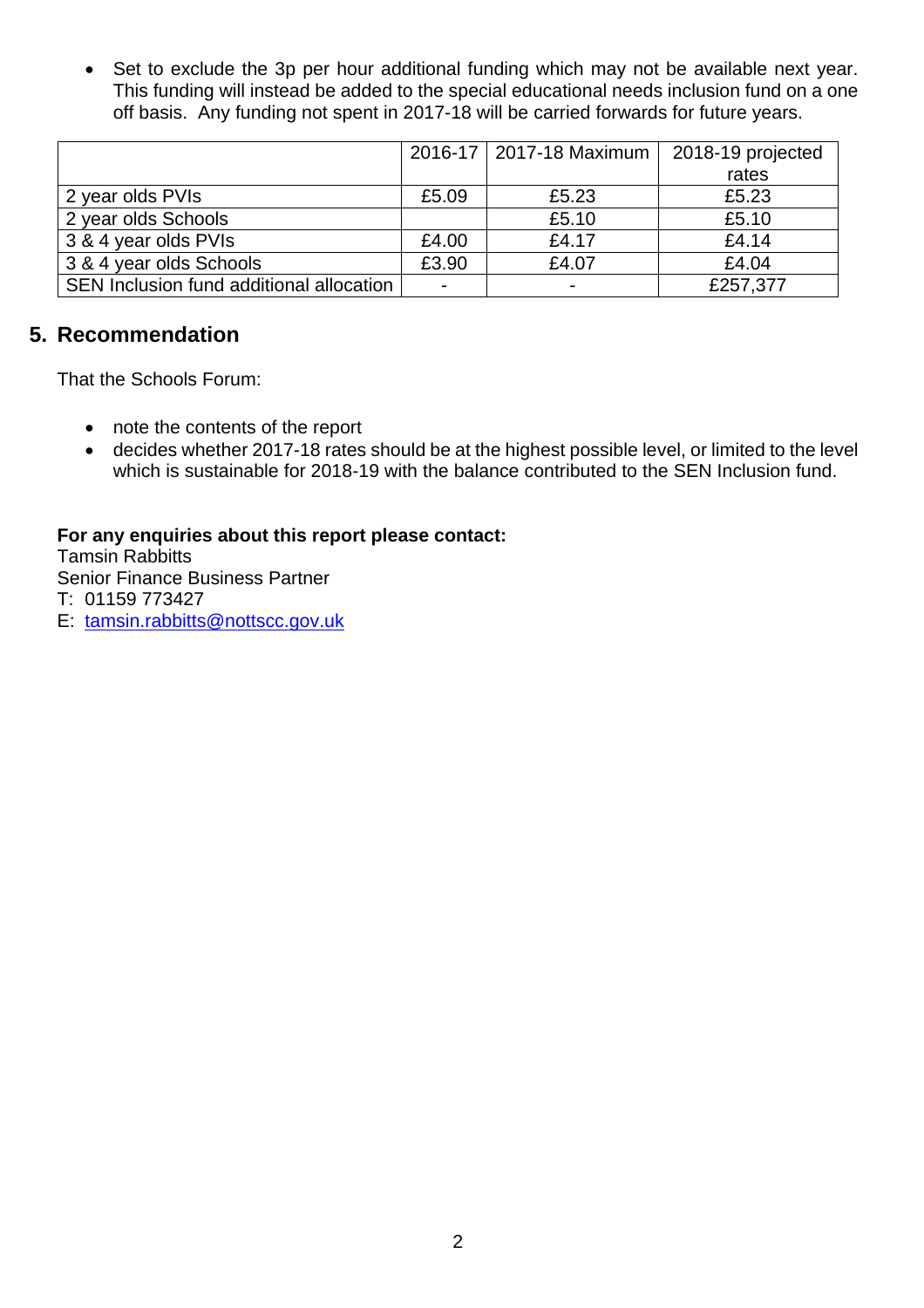- Set to exclude the 3p per hour additional funding which may not be available next year. This funding will instead be added to the special educational needs inclusion fund on a one off basis. Any funding not spent in 2017-18 will be carried forwards for future years.

| | 2016-17 | 2017-18 Maximum | 2018-19 projected rates |
|---|---|---|---|
| 2 year olds PVIs | £5.09 | £5.23 | £5.23 |
| 2 year olds Schools | | £5.10 | £5.10 |
| 3 & 4 year olds PVIs | £4.00 | £4.17 | £4.14 |
| 3 & 4 year olds Schools | £3.90 | £4.07 | £4.04 |
| SEN Inclusion fund additional allocation | - | - | £257,377 |

## 5. Recommendation

That the Schools Forum:

- note the contents of the report
- decides whether 2017-18 rates should be at the highest possible level, or limited to the level which is sustainable for 2018-19 with the balance contributed to the SEN Inclusion fund.

**For any enquiries about this report please contact:**
Tamsin Rabbitts
Senior Finance Business Partner
T: 01159 773427
E: tamsin.rabbitts@nottscc.gov.uk